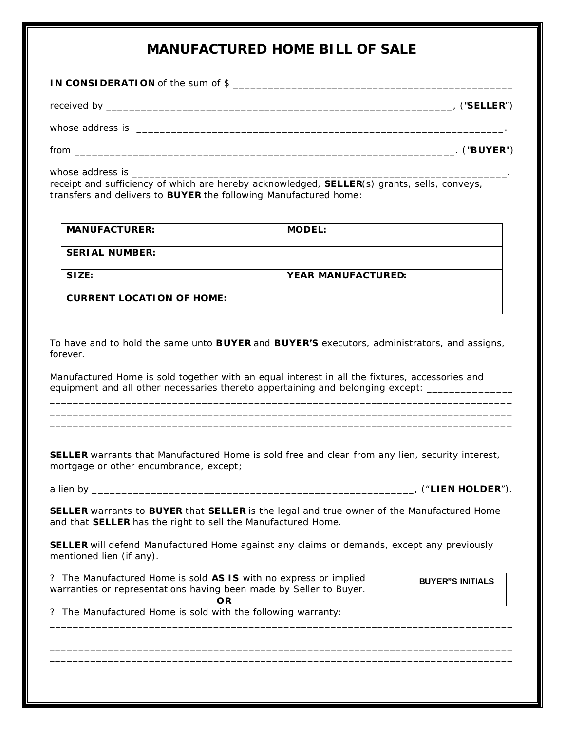# MANUFACTURED HOME BILL OF SALE

**IN CONSIDERATION** of the sum of $ ______________________________________________

received by ___________________________________________________________, ("**SELLER**")

whose address is _______________________________________________________________.

from ______________________________________________________________. ("**BUYER**")

whose address is _______________________________________________________________.
receipt and sufficiency of which are hereby acknowledged, **SELLER**(s) grants, sells, conveys, transfers and delivers to **BUYER** the following Manufactured home:

| **MANUFACTURER:** | **MODEL:** |
|---|---|
| **SERIAL NUMBER:** | |
| **SIZE:** | **YEAR MANUFACTURED:** |
| **CURRENT LOCATION OF HOME:** | |

To have and to hold the same unto **BUYER** and **BUYER'S** executors, administrators, and assigns, forever.

Manufactured Home is sold together with an equal interest in all the fixtures, accessories and equipment and all other necessaries thereto appertaining and belonging except: _______________
________________________________________________________________________________
________________________________________________________________________________
________________________________________________________________________________
________________________________________________________________________________

**SELLER** warrants that Manufactured Home is sold free and clear from any lien, security interest, mortgage or other encumbrance, except;

a lien by ________________________________________________________, ("**LIEN HOLDER**").

**SELLER** warrants to **BUYER** that **SELLER** is the legal and true owner of the Manufactured Home and that **SELLER** has the right to sell the Manufactured Home.

**SELLER** will defend Manufactured Home against any claims or demands, except any previously mentioned lien (if any).

? The Manufactured Home is sold **AS IS** with no express or implied warranties or representations having been made by Seller to Buyer.

**OR**

? The Manufactured Home is sold with the following warranty:

| **BUYER"S INITIALS** |
|---|
| _____________ |

________________________________________________________________________________
________________________________________________________________________________
________________________________________________________________________________
________________________________________________________________________________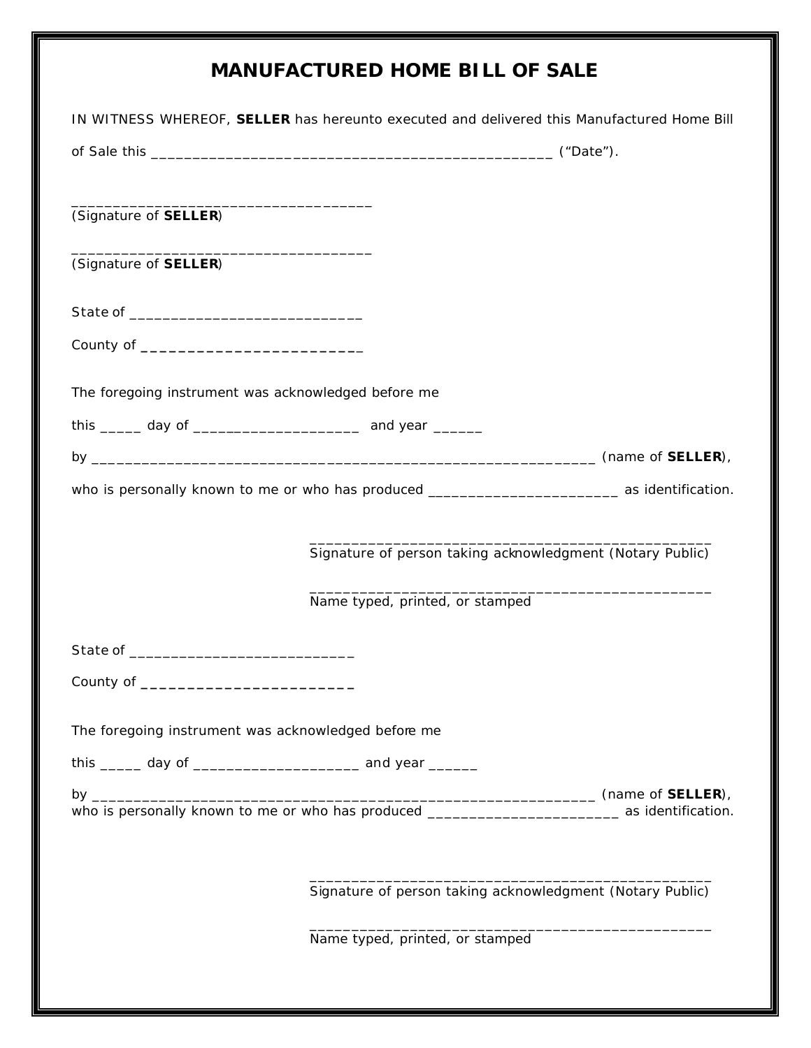# MANUFACTURED HOME BILL OF SALE

IN WITNESS WHEREOF, **SELLER** has hereunto executed and delivered this Manufactured Home Bill of Sale this __________________________________________________ ("Date").

_____________________________________
(Signature of **SELLER**)

_____________________________________
(Signature of **SELLER**)

State of ____________________________

County of ___________________________

The foregoing instrument was acknowledged before me

this _____ day of ____________________ and year ______

by _____________________________________________________________ (name of **SELLER**),

who is personally known to me or who has produced _______________________ as identification.

__________________________________________________
Signature of person taking acknowledgment (Notary Public)

__________________________________________________
Name typed, printed, or stamped

State of ___________________________

County of __________________________

The foregoing instrument was acknowledged before me

this _____ day of ____________________ and year ______

by _____________________________________________________________ (name of **SELLER**),
who is personally known to me or who has produced _______________________ as identification.

__________________________________________________
Signature of person taking acknowledgment (Notary Public)

__________________________________________________
Name typed, printed, or stamped